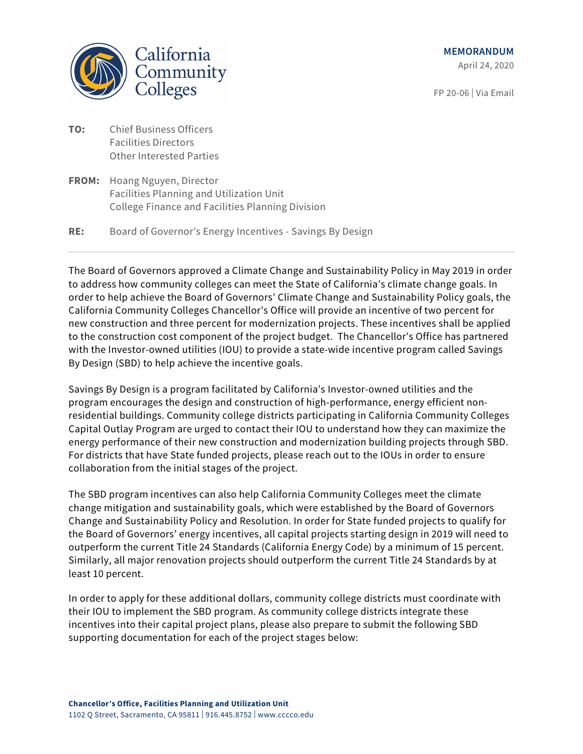California Community Colleges

**MEMORANDUM**

April 24, 2020

FP 20-06 | Via Email

**TO:** Chief Business Officers
Facilities Directors
Other Interested Parties

**FROM:** Hoang Nguyen, Director
Facilities Planning and Utilization Unit
College Finance and Facilities Planning Division

**RE:** Board of Governor's Energy Incentives - Savings By Design

---

The Board of Governors approved a Climate Change and Sustainability Policy in May 2019 in order to address how community colleges can meet the State of California's climate change goals. In order to help achieve the Board of Governors' Climate Change and Sustainability Policy goals, the California Community Colleges Chancellor's Office will provide an incentive of two percent for new construction and three percent for modernization projects. These incentives shall be applied to the construction cost component of the project budget. The Chancellor's Office has partnered with the Investor-owned utilities (IOU) to provide a state-wide incentive program called Savings By Design (SBD) to help achieve the incentive goals.

Savings By Design is a program facilitated by California's Investor-owned utilities and the program encourages the design and construction of high-performance, energy efficient non-residential buildings. Community college districts participating in California Community Colleges Capital Outlay Program are urged to contact their IOU to understand how they can maximize the energy performance of their new construction and modernization building projects through SBD. For districts that have State funded projects, please reach out to the IOUs in order to ensure collaboration from the initial stages of the project.

The SBD program incentives can also help California Community Colleges meet the climate change mitigation and sustainability goals, which were established by the Board of Governors Change and Sustainability Policy and Resolution. In order for State funded projects to qualify for the Board of Governors' energy incentives, all capital projects starting design in 2019 will need to outperform the current Title 24 Standards (California Energy Code) by a minimum of 15 percent. Similarly, all major renovation projects should outperform the current Title 24 Standards by at least 10 percent.

In order to apply for these additional dollars, community college districts must coordinate with their IOU to implement the SBD program. As community college districts integrate these incentives into their capital project plans, please also prepare to submit the following SBD supporting documentation for each of the project stages below: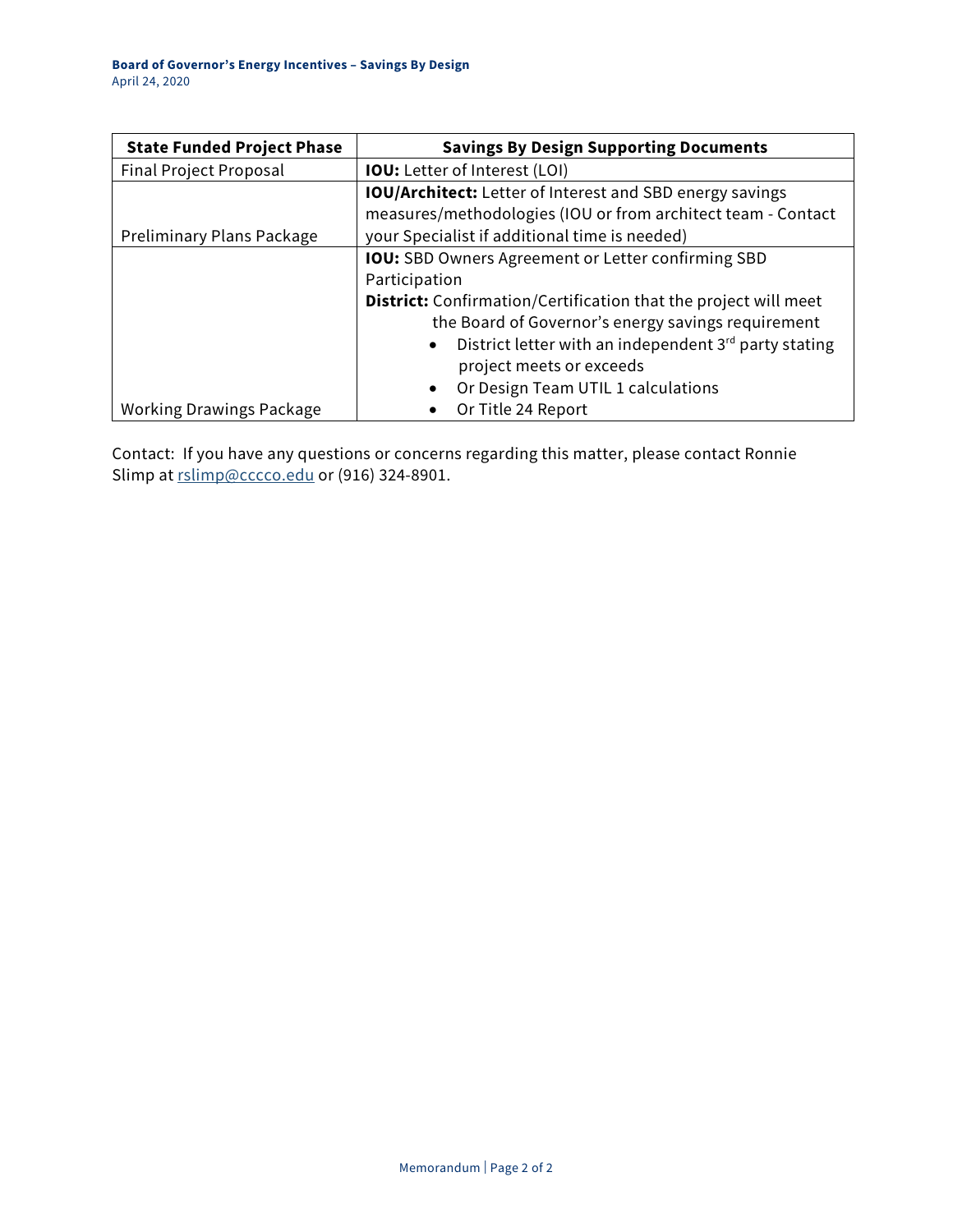| State Funded Project Phase | Savings By Design Supporting Documents |
| --- | --- |
| Final Project Proposal | **IOU:** Letter of Interest (LOI) |
| Preliminary Plans Package | **IOU/Architect:** Letter of Interest and SBD energy savings measures/methodologies (IOU or from architect team - Contact your Specialist if additional time is needed) |
| Working Drawings Package | **IOU:** SBD Owners Agreement or Letter confirming SBD Participation<br>**District:** Confirmation/Certification that the project will meet the Board of Governor's energy savings requirement<br>• District letter with an independent 3rd party stating project meets or exceeds<br>• Or Design Team UTIL 1 calculations<br>• Or Title 24 Report |

Contact: If you have any questions or concerns regarding this matter, please contact Ronnie Slimp at rslimp@cccco.edu or (916) 324-8901.